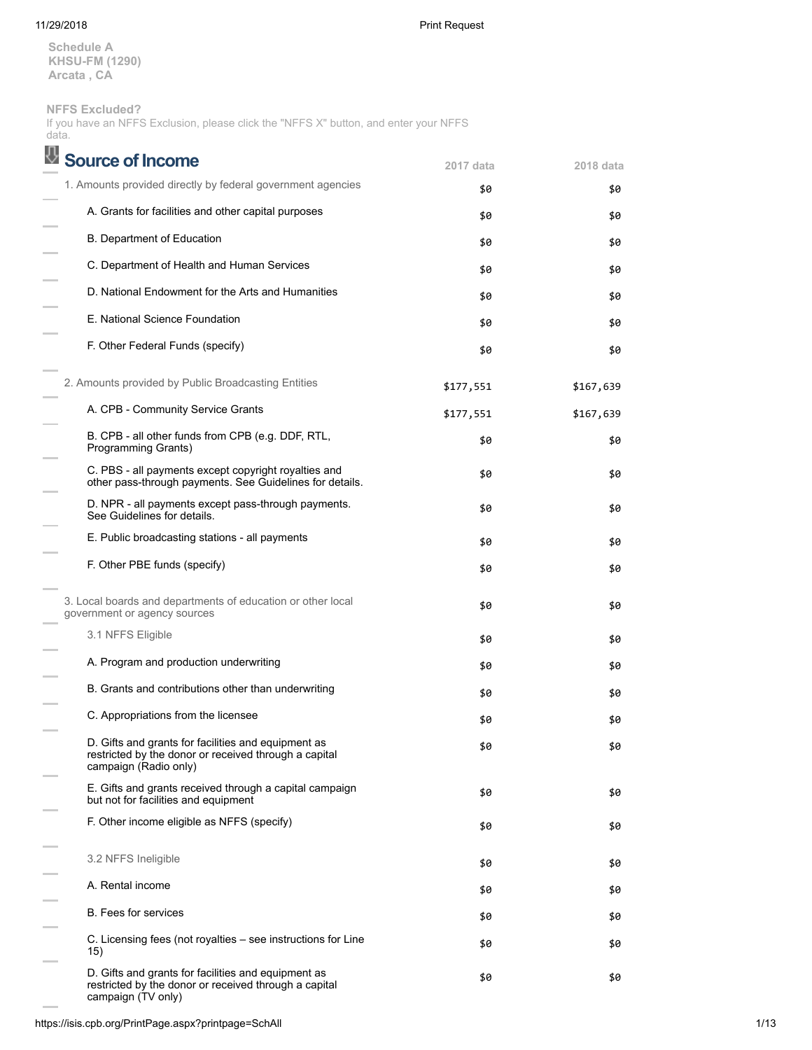Schedule A
KHSU-FM (1290)
Arcata , CA

**NFFS Excluded?**
If you have an NFFS Exclusion, please click the "NFFS X" button, and enter your NFFS data.

## Source of Income

| Source of Income | 2017 data | 2018 data |
|---|---|---|
| 1. Amounts provided directly by federal government agencies | $0 | $0 |
| A. Grants for facilities and other capital purposes | $0 | $0 |
| B. Department of Education | $0 | $0 |
| C. Department of Health and Human Services | $0 | $0 |
| D. National Endowment for the Arts and Humanities | $0 | $0 |
| E. National Science Foundation | $0 | $0 |
| F. Other Federal Funds (specify) | $0 | $0 |
| 2. Amounts provided by Public Broadcasting Entities | $177,551 | $167,639 |
| A. CPB - Community Service Grants | $177,551 | $167,639 |
| B. CPB - all other funds from CPB (e.g. DDF, RTL, Programming Grants) | $0 | $0 |
| C. PBS - all payments except copyright royalties and other pass-through payments. See Guidelines for details. | $0 | $0 |
| D. NPR - all payments except pass-through payments. See Guidelines for details. | $0 | $0 |
| E. Public broadcasting stations - all payments | $0 | $0 |
| F. Other PBE funds (specify) | $0 | $0 |
| 3. Local boards and departments of education or other local government or agency sources | $0 | $0 |
| 3.1 NFFS Eligible | $0 | $0 |
| A. Program and production underwriting | $0 | $0 |
| B. Grants and contributions other than underwriting | $0 | $0 |
| C. Appropriations from the licensee | $0 | $0 |
| D. Gifts and grants for facilities and equipment as restricted by the donor or received through a capital campaign (Radio only) | $0 | $0 |
| E. Gifts and grants received through a capital campaign but not for facilities and equipment | $0 | $0 |
| F. Other income eligible as NFFS (specify) | $0 | $0 |
| 3.2 NFFS Ineligible | $0 | $0 |
| A. Rental income | $0 | $0 |
| B. Fees for services | $0 | $0 |
| C. Licensing fees (not royalties – see instructions for Line 15) | $0 | $0 |
| D. Gifts and grants for facilities and equipment as restricted by the donor or received through a capital campaign (TV only) | $0 | $0 |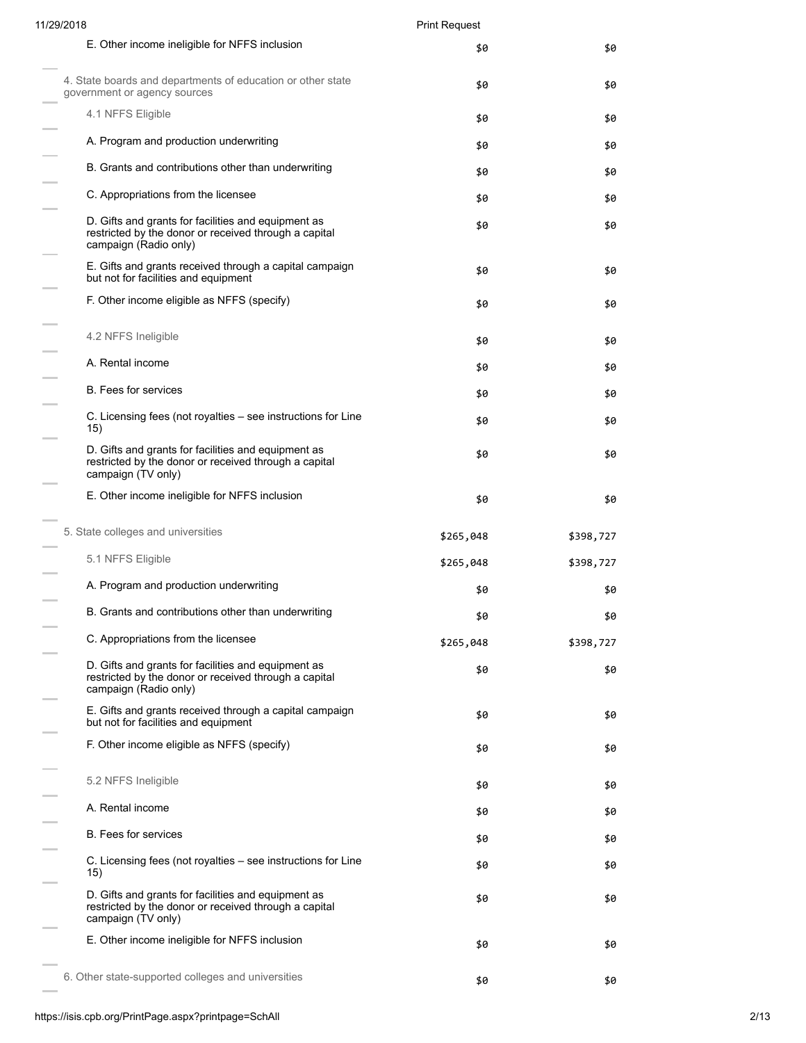| | | |
|---|---|---|
| E. Other income ineligible for NFFS inclusion | $0 | $0 |
| 4. State boards and departments of education or other state government or agency sources | $0 | $0 |
| 4.1 NFFS Eligible | $0 | $0 |
| A. Program and production underwriting | $0 | $0 |
| B. Grants and contributions other than underwriting | $0 | $0 |
| C. Appropriations from the licensee | $0 | $0 |
| D. Gifts and grants for facilities and equipment as restricted by the donor or received through a capital campaign (Radio only) | $0 | $0 |
| E. Gifts and grants received through a capital campaign but not for facilities and equipment | $0 | $0 |
| F. Other income eligible as NFFS (specify) | $0 | $0 |
| 4.2 NFFS Ineligible | $0 | $0 |
| A. Rental income | $0 | $0 |
| B. Fees for services | $0 | $0 |
| C. Licensing fees (not royalties – see instructions for Line 15) | $0 | $0 |
| D. Gifts and grants for facilities and equipment as restricted by the donor or received through a capital campaign (TV only) | $0 | $0 |
| E. Other income ineligible for NFFS inclusion | $0 | $0 |
| 5. State colleges and universities | $265,048 | $398,727 |
| 5.1 NFFS Eligible | $265,048 | $398,727 |
| A. Program and production underwriting | $0 | $0 |
| B. Grants and contributions other than underwriting | $0 | $0 |
| C. Appropriations from the licensee | $265,048 | $398,727 |
| D. Gifts and grants for facilities and equipment as restricted by the donor or received through a capital campaign (Radio only) | $0 | $0 |
| E. Gifts and grants received through a capital campaign but not for facilities and equipment | $0 | $0 |
| F. Other income eligible as NFFS (specify) | $0 | $0 |
| 5.2 NFFS Ineligible | $0 | $0 |
| A. Rental income | $0 | $0 |
| B. Fees for services | $0 | $0 |
| C. Licensing fees (not royalties – see instructions for Line 15) | $0 | $0 |
| D. Gifts and grants for facilities and equipment as restricted by the donor or received through a capital campaign (TV only) | $0 | $0 |
| E. Other income ineligible for NFFS inclusion | $0 | $0 |
| 6. Other state-supported colleges and universities | $0 | $0 |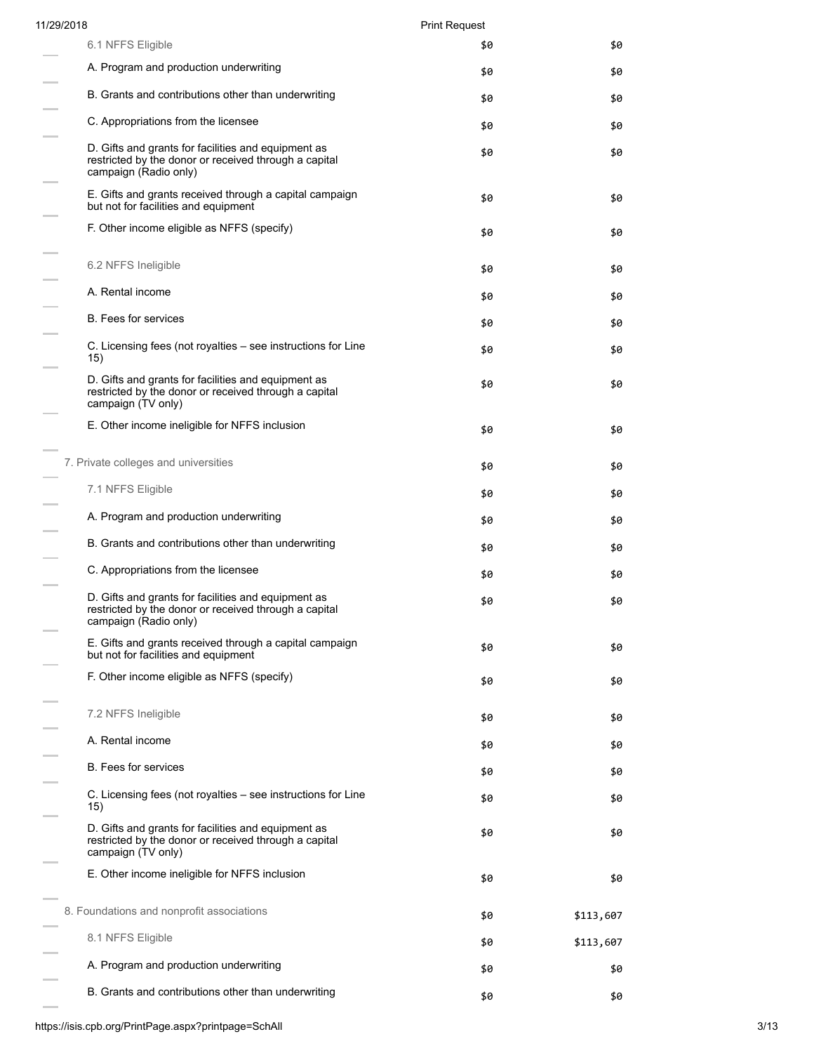| | | |
|---|---|---|
| 6.1 NFFS Eligible | $0 | $0 |
| A. Program and production underwriting | $0 | $0 |
| B. Grants and contributions other than underwriting | $0 | $0 |
| C. Appropriations from the licensee | $0 | $0 |
| D. Gifts and grants for facilities and equipment as restricted by the donor or received through a capital campaign (Radio only) | $0 | $0 |
| E. Gifts and grants received through a capital campaign but not for facilities and equipment | $0 | $0 |
| F. Other income eligible as NFFS (specify) | $0 | $0 |
| 6.2 NFFS Ineligible | $0 | $0 |
| A. Rental income | $0 | $0 |
| B. Fees for services | $0 | $0 |
| C. Licensing fees (not royalties – see instructions for Line 15) | $0 | $0 |
| D. Gifts and grants for facilities and equipment as restricted by the donor or received through a capital campaign (TV only) | $0 | $0 |
| E. Other income ineligible for NFFS inclusion | $0 | $0 |
| 7. Private colleges and universities | $0 | $0 |
| 7.1 NFFS Eligible | $0 | $0 |
| A. Program and production underwriting | $0 | $0 |
| B. Grants and contributions other than underwriting | $0 | $0 |
| C. Appropriations from the licensee | $0 | $0 |
| D. Gifts and grants for facilities and equipment as restricted by the donor or received through a capital campaign (Radio only) | $0 | $0 |
| E. Gifts and grants received through a capital campaign but not for facilities and equipment | $0 | $0 |
| F. Other income eligible as NFFS (specify) | $0 | $0 |
| 7.2 NFFS Ineligible | $0 | $0 |
| A. Rental income | $0 | $0 |
| B. Fees for services | $0 | $0 |
| C. Licensing fees (not royalties – see instructions for Line 15) | $0 | $0 |
| D. Gifts and grants for facilities and equipment as restricted by the donor or received through a capital campaign (TV only) | $0 | $0 |
| E. Other income ineligible for NFFS inclusion | $0 | $0 |
| 8. Foundations and nonprofit associations | $0 | $113,607 |
| 8.1 NFFS Eligible | $0 | $113,607 |
| A. Program and production underwriting | $0 | $0 |
| B. Grants and contributions other than underwriting | $0 | $0 |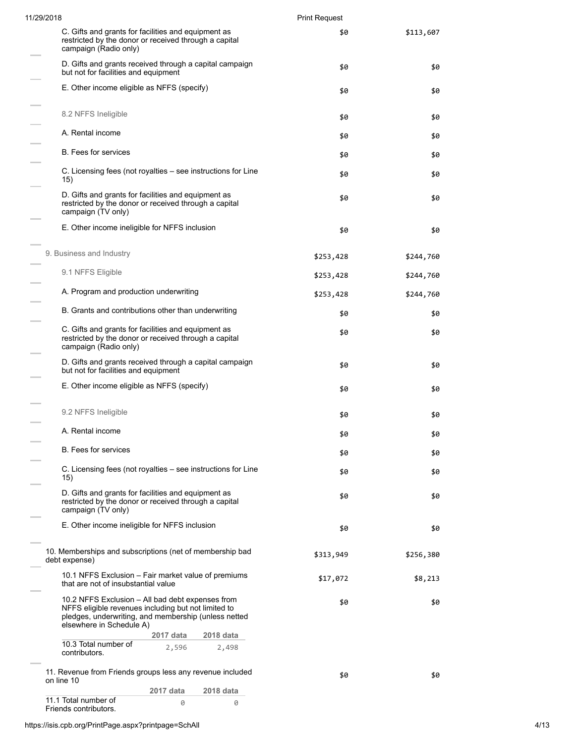| Item | Column 1 | Column 2 |
|---|---|---|
| C. Gifts and grants for facilities and equipment as restricted by the donor or received through a capital campaign (Radio only) | $0 | $113,607 |
| D. Gifts and grants received through a capital campaign but not for facilities and equipment | $0 | $0 |
| E. Other income eligible as NFFS (specify) | $0 | $0 |
| 8.2 NFFS Ineligible | $0 | $0 |
| A. Rental income | $0 | $0 |
| B. Fees for services | $0 | $0 |
| C. Licensing fees (not royalties – see instructions for Line 15) | $0 | $0 |
| D. Gifts and grants for facilities and equipment as restricted by the donor or received through a capital campaign (TV only) | $0 | $0 |
| E. Other income ineligible for NFFS inclusion | $0 | $0 |
| 9. Business and Industry | $253,428 | $244,760 |
| 9.1 NFFS Eligible | $253,428 | $244,760 |
| A. Program and production underwriting | $253,428 | $244,760 |
| B. Grants and contributions other than underwriting | $0 | $0 |
| C. Gifts and grants for facilities and equipment as restricted by the donor or received through a capital campaign (Radio only) | $0 | $0 |
| D. Gifts and grants received through a capital campaign but not for facilities and equipment | $0 | $0 |
| E. Other income eligible as NFFS (specify) | $0 | $0 |
| 9.2 NFFS Ineligible | $0 | $0 |
| A. Rental income | $0 | $0 |
| B. Fees for services | $0 | $0 |
| C. Licensing fees (not royalties – see instructions for Line 15) | $0 | $0 |
| D. Gifts and grants for facilities and equipment as restricted by the donor or received through a capital campaign (TV only) | $0 | $0 |
| E. Other income ineligible for NFFS inclusion | $0 | $0 |
| 10. Memberships and subscriptions (net of membership bad debt expense) | $313,949 | $256,380 |
| 10.1 NFFS Exclusion – Fair market value of premiums that are not of insubstantial value | $17,072 | $8,213 |
| 10.2 NFFS Exclusion – All bad debt expenses from NFFS eligible revenues including but not limited to pledges, underwriting, and membership (unless netted elsewhere in Schedule A) | $0 | $0 |

| | 2017 data | 2018 data |
|---|---|---|
| 10.3 Total number of contributors. | 2,596 | 2,498 |

| Item | Column 1 | Column 2 |
|---|---|---|
| 11. Revenue from Friends groups less any revenue included on line 10 | $0 | $0 |

| | 2017 data | 2018 data |
|---|---|---|
| 11.1 Total number of Friends contributors. | 0 | 0 |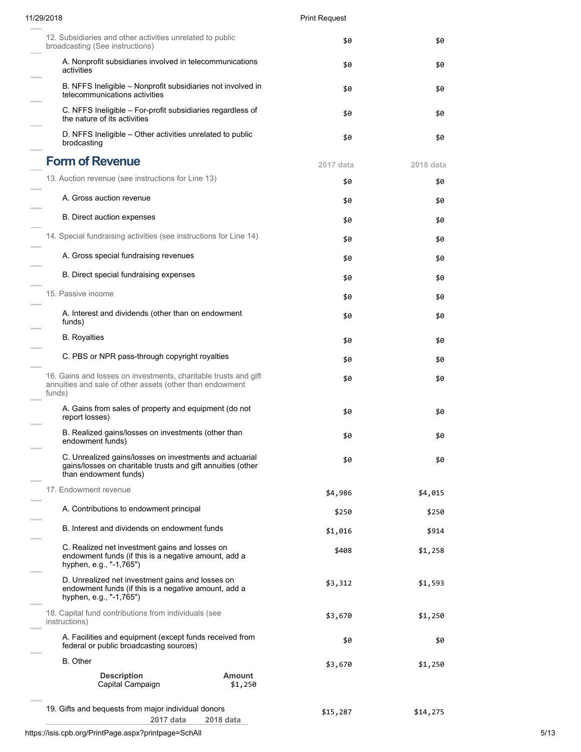| | | |
|---|---|---|
| 12. Subsidiaries and other activities unrelated to public broadcasting (See instructions) | $0 | $0 |
| A. Nonprofit subsidiaries involved in telecommunications activities | $0 | $0 |
| B. NFFS Ineligible – Nonprofit subsidiaries not involved in telecommunications activities | $0 | $0 |
| C. NFFS Ineligible – For-profit subsidiaries regardless of the nature of its activities | $0 | $0 |
| D. NFFS Ineligible – Other activities unrelated to public brodcasting | $0 | $0 |

## Form of Revenue

| | 2017 data | 2018 data |
|---|---|---|
| 13. Auction revenue (see instructions for Line 13) | $0 | $0 |
| A. Gross auction revenue | $0 | $0 |
| B. Direct auction expenses | $0 | $0 |
| 14. Special fundraising activities (see instructions for Line 14) | $0 | $0 |
| A. Gross special fundraising revenues | $0 | $0 |
| B. Direct special fundraising expenses | $0 | $0 |
| 15. Passive income | $0 | $0 |
| A. Interest and dividends (other than on endowment funds) | $0 | $0 |
| B. Royalties | $0 | $0 |
| C. PBS or NPR pass-through copyright royalties | $0 | $0 |
| 16. Gains and losses on investments, charitable trusts and gift annuities and sale of other assets (other than endowment funds) | $0 | $0 |
| A. Gains from sales of property and equipment (do not report losses) | $0 | $0 |
| B. Realized gains/losses on investments (other than endowment funds) | $0 | $0 |
| C. Unrealized gains/losses on investments and actuarial gains/losses on charitable trusts and gift annuities (other than endowment funds) | $0 | $0 |
| 17. Endowment revenue | $4,986 | $4,015 |
| A. Contributions to endowment principal | $250 | $250 |
| B. Interest and dividends on endowment funds | $1,016 | $914 |
| C. Realized net investment gains and losses on endowment funds (if this is a negative amount, add a hyphen, e.g., "-1,765") | $408 | $1,258 |
| D. Unrealized net investment gains and losses on endowment funds (if this is a negative amount, add a hyphen, e.g., "-1,765") | $3,312 | $1,593 |
| 18. Capital fund contributions from individuals (see instructions) | $3,670 | $1,250 |
| A. Facilities and equipment (except funds received from federal or public broadcasting sources) | $0 | $0 |
| B. Other | $3,670 | $1,250 |

| Description | Amount |
|---|---|
| Capital Campaign | $1,250 |

| | 2017 data | 2018 data |
|---|---|---|
| 19. Gifts and bequests from major individual donors | $15,287 | $14,275 |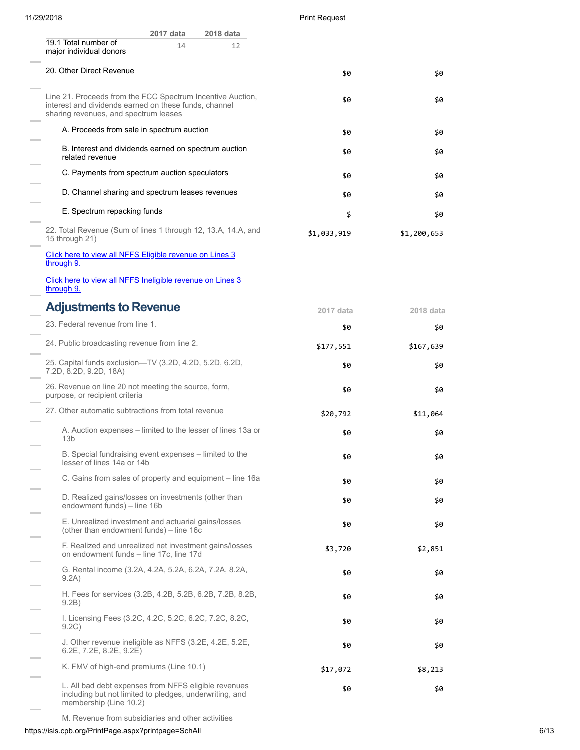| | 2017 data | 2018 data |
|---|---|---|
| 19.1 Total number of major individual donors | 14 | 12 |

| | | |
|---|---|---|
| 20. Other Direct Revenue | $0 | $0 |
| Line 21. Proceeds from the FCC Spectrum Incentive Auction, interest and dividends earned on these funds, channel sharing revenues, and spectrum leases | $0 | $0 |
| A. Proceeds from sale in spectrum auction | $0 | $0 |
| B. Interest and dividends earned on spectrum auction related revenue | $0 | $0 |
| C. Payments from spectrum auction speculators | $0 | $0 |
| D. Channel sharing and spectrum leases revenues | $0 | $0 |
| E. Spectrum repacking funds | $ | $0 |
| 22. Total Revenue (Sum of lines 1 through 12, 13.A, 14.A, and 15 through 21) | $1,033,919 | $1,200,653 |

[Click here to view all NFFS Eligible revenue on Lines 3 through 9.]

[Click here to view all NFFS Ineligible revenue on Lines 3 through 9.]

## Adjustments to Revenue

| | 2017 data | 2018 data |
|---|---|---|
| 23. Federal revenue from line 1. | $0 | $0 |
| 24. Public broadcasting revenue from line 2. | $177,551 | $167,639 |
| 25. Capital funds exclusion—TV (3.2D, 4.2D, 5.2D, 6.2D, 7.2D, 8.2D, 9.2D, 18A) | $0 | $0 |
| 26. Revenue on line 20 not meeting the source, form, purpose, or recipient criteria | $0 | $0 |
| 27. Other automatic subtractions from total revenue | $20,792 | $11,064 |
| A. Auction expenses – limited to the lesser of lines 13a or 13b | $0 | $0 |
| B. Special fundraising event expenses – limited to the lesser of lines 14a or 14b | $0 | $0 |
| C. Gains from sales of property and equipment – line 16a | $0 | $0 |
| D. Realized gains/losses on investments (other than endowment funds) – line 16b | $0 | $0 |
| E. Unrealized investment and actuarial gains/losses (other than endowment funds) – line 16c | $0 | $0 |
| F. Realized and unrealized net investment gains/losses on endowment funds – line 17c, line 17d | $3,720 | $2,851 |
| G. Rental income (3.2A, 4.2A, 5.2A, 6.2A, 7.2A, 8.2A, 9.2A) | $0 | $0 |
| H. Fees for services (3.2B, 4.2B, 5.2B, 6.2B, 7.2B, 8.2B, 9.2B) | $0 | $0 |
| I. Licensing Fees (3.2C, 4.2C, 5.2C, 6.2C, 7.2C, 8.2C, 9.2C) | $0 | $0 |
| J. Other revenue ineligible as NFFS (3.2E, 4.2E, 5.2E, 6.2E, 7.2E, 8.2E, 9.2E) | $0 | $0 |
| K. FMV of high-end premiums (Line 10.1) | $17,072 | $8,213 |
| L. All bad debt expenses from NFFS eligible revenues including but not limited to pledges, underwriting, and membership (Line 10.2) | $0 | $0 |
| M. Revenue from subsidiaries and other activities | | |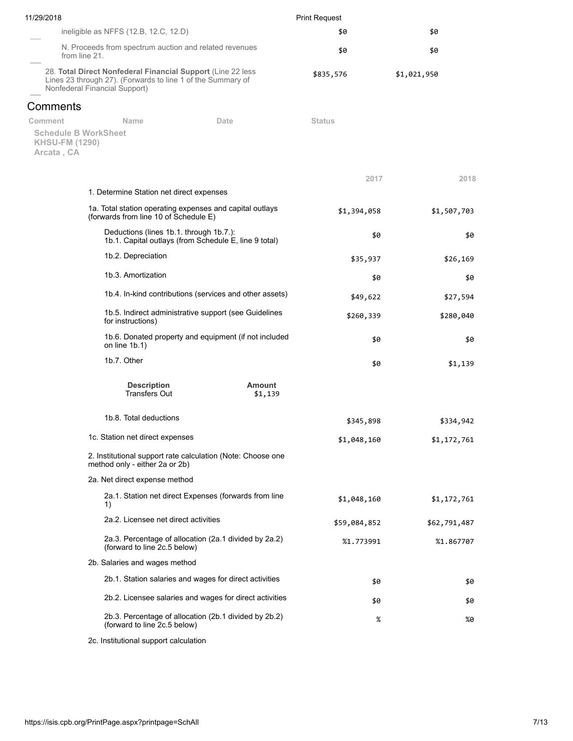| | | |
|---|---|---|
| ineligible as NFFS (12.B, 12.C, 12.D) | $0 | $0 |
| N. Proceeds from spectrum auction and related revenues from line 21. | $0 | $0 |
| 28. **Total Direct Nonfederal Financial Support** (Line 22 less Lines 23 through 27). (Forwards to line 1 of the Summary of Nonfederal Financial Support) | $835,576 | $1,021,950 |

## Comments

| Comment | Name | Date | Status |
|---|---|---|---|

**Schedule B WorkSheet**
**KHSU-FM (1290)**
**Arcata , CA**

| | 2017 | 2018 |
|---|---|---|
| 1. Determine Station net direct expenses | | |
| 1a. Total station operating expenses and capital outlays (forwards from line 10 of Schedule E) | $1,394,058 | $1,507,703 |
| Deductions (lines 1b.1. through 1b.7.): 1b.1. Capital outlays (from Schedule E, line 9 total) | $0 | $0 |
| 1b.2. Depreciation | $35,937 | $26,169 |
| 1b.3. Amortization | $0 | $0 |
| 1b.4. In-kind contributions (services and other assets) | $49,622 | $27,594 |
| 1b.5. Indirect administrative support (see Guidelines for instructions) | $260,339 | $280,040 |
| 1b.6. Donated property and equipment (if not included on line 1b.1) | $0 | $0 |
| 1b.7. Other | $0 | $1,139 |

| Description | Amount |
|---|---|
| Transfers Out | $1,139 |

| | 2017 | 2018 |
|---|---|---|
| 1b.8. Total deductions | $345,898 | $334,942 |
| 1c. Station net direct expenses | $1,048,160 | $1,172,761 |
| 2. Institutional support rate calculation (Note: Choose one method only - either 2a or 2b) | | |
| 2a. Net direct expense method | | |
| 2a.1. Station net direct Expenses (forwards from line 1) | $1,048,160 | $1,172,761 |
| 2a.2. Licensee net direct activities | $59,084,852 | $62,791,487 |
| 2a.3. Percentage of allocation (2a.1 divided by 2a.2) (forward to line 2c.5 below) | %1.773991 | %1.867707 |
| 2b. Salaries and wages method | | |
| 2b.1. Station salaries and wages for direct activities | $0 | $0 |
| 2b.2. Licensee salaries and wages for direct activities | $0 | $0 |
| 2b.3. Percentage of allocation (2b.1 divided by 2b.2) (forward to line 2c.5 below) | % | %0 |
| 2c. Institutional support calculation | | |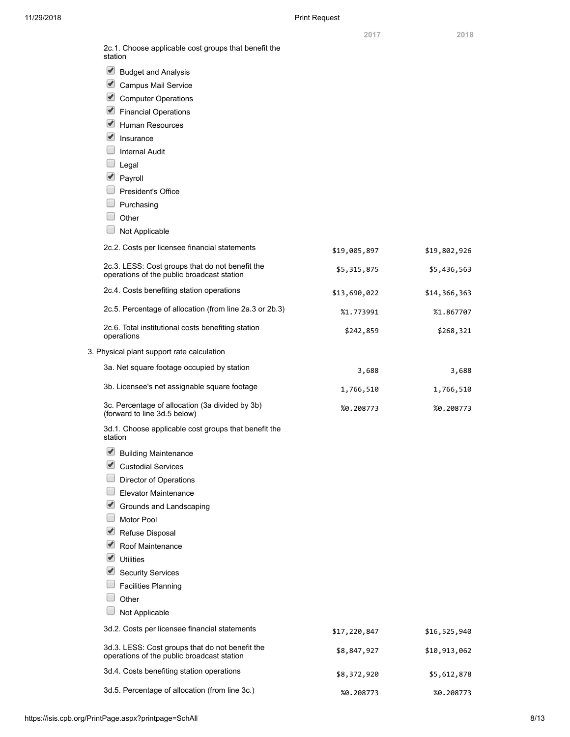| | 2017 | 2018 |
|---|---|---|
| 2c.1. Choose applicable cost groups that benefit the station | | |
| ☑ Budget and Analysis | | |
| ☑ Campus Mail Service | | |
| ☑ Computer Operations | | |
| ☑ Financial Operations | | |
| ☑ Human Resources | | |
| ☑ Insurance | | |
| ☐ Internal Audit | | |
| ☐ Legal | | |
| ☑ Payroll | | |
| ☐ President's Office | | |
| ☐ Purchasing | | |
| ☐ Other | | |
| ☐ Not Applicable | | |
| 2c.2. Costs per licensee financial statements | $19,005,897 | $19,802,926 |
| 2c.3. LESS: Cost groups that do not benefit the operations of the public broadcast station | $5,315,875 | $5,436,563 |
| 2c.4. Costs benefiting station operations | $13,690,022 | $14,366,363 |
| 2c.5. Percentage of allocation (from line 2a.3 or 2b.3) | %1.773991 | %1.867707 |
| 2c.6. Total institutional costs benefiting station operations | $242,859 | $268,321 |
| 3. Physical plant support rate calculation | | |
| 3a. Net square footage occupied by station | 3,688 | 3,688 |
| 3b. Licensee's net assignable square footage | 1,766,510 | 1,766,510 |
| 3c. Percentage of allocation (3a divided by 3b) (forward to line 3d.5 below) | %0.208773 | %0.208773 |
| 3d.1. Choose applicable cost groups that benefit the station | | |
| ☑ Building Maintenance | | |
| ☑ Custodial Services | | |
| ☐ Director of Operations | | |
| ☐ Elevator Maintenance | | |
| ☑ Grounds and Landscaping | | |
| ☐ Motor Pool | | |
| ☑ Refuse Disposal | | |
| ☑ Roof Maintenance | | |
| ☑ Utilities | | |
| ☑ Security Services | | |
| ☐ Facilities Planning | | |
| ☐ Other | | |
| ☐ Not Applicable | | |
| 3d.2. Costs per licensee financial statements | $17,220,847 | $16,525,940 |
| 3d.3. LESS: Cost groups that do not benefit the operations of the public broadcast station | $8,847,927 | $10,913,062 |
| 3d.4. Costs benefiting station operations | $8,372,920 | $5,612,878 |
| 3d.5. Percentage of allocation (from line 3c.) | %0.208773 | %0.208773 |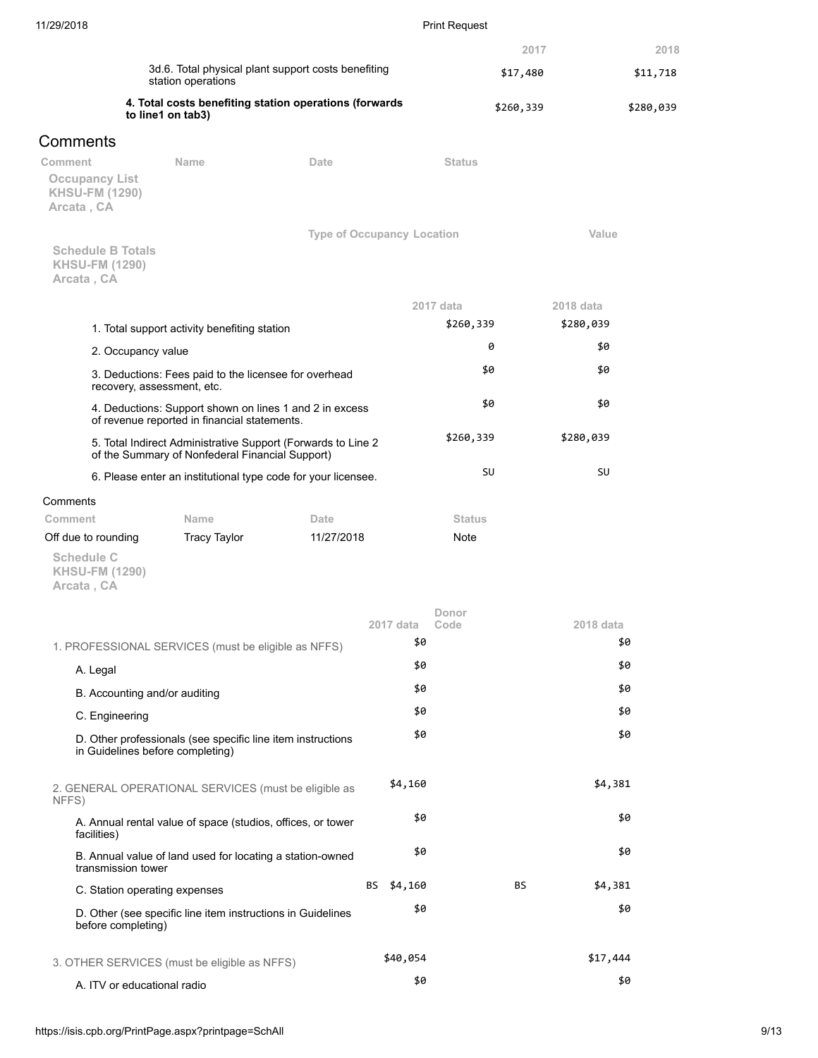| | 2017 | 2018 |
|---|---|---|
| 3d.6. Total physical plant support costs benefiting station operations | $17,480 | $11,718 |
| **4. Total costs benefiting station operations (forwards to line1 on tab3)** | $260,339 | $280,039 |

## Comments

| Comment | Name | Date | Status |
|---|---|---|---|

**Occupancy List**
**KHSU-FM (1290)**
**Arcata , CA**

| Type of Occupancy | Location | Value |
|---|---|---|

**Schedule B Totals**
**KHSU-FM (1290)**
**Arcata , CA**

| | 2017 data | 2018 data |
|---|---|---|
| 1. Total support activity benefiting station | $260,339 | $280,039 |
| 2. Occupancy value | 0 | $0 |
| 3. Deductions: Fees paid to the licensee for overhead recovery, assessment, etc. | $0 | $0 |
| 4. Deductions: Support shown on lines 1 and 2 in excess of revenue reported in financial statements. | $0 | $0 |
| 5. Total Indirect Administrative Support (Forwards to Line 2 of the Summary of Nonfederal Financial Support) | $260,339 | $280,039 |
| 6. Please enter an institutional type code for your licensee. | SU | SU |

Comments

| Comment | Name | Date | Status |
|---|---|---|---|
| Off due to rounding | Tracy Taylor | 11/27/2018 | Note |

**Schedule C**
**KHSU-FM (1290)**
**Arcata , CA**

| | 2017 data | Donor Code | 2018 data |
|---|---|---|---|
| 1. PROFESSIONAL SERVICES (must be eligible as NFFS) | $0 | | $0 |
| A. Legal | $0 | | $0 |
| B. Accounting and/or auditing | $0 | | $0 |
| C. Engineering | $0 | | $0 |
| D. Other professionals (see specific line item instructions in Guidelines before completing) | $0 | | $0 |
| 2. GENERAL OPERATIONAL SERVICES (must be eligible as NFFS) | $4,160 | | $4,381 |
| A. Annual rental value of space (studios, offices, or tower facilities) | $0 | | $0 |
| B. Annual value of land used for locating a station-owned transmission tower | $0 | | $0 |
| C. Station operating expenses | BS $4,160 | BS | $4,381 |
| D. Other (see specific line item instructions in Guidelines before completing) | $0 | | $0 |
| 3. OTHER SERVICES (must be eligible as NFFS) | $40,054 | | $17,444 |
| A. ITV or educational radio | $0 | | $0 |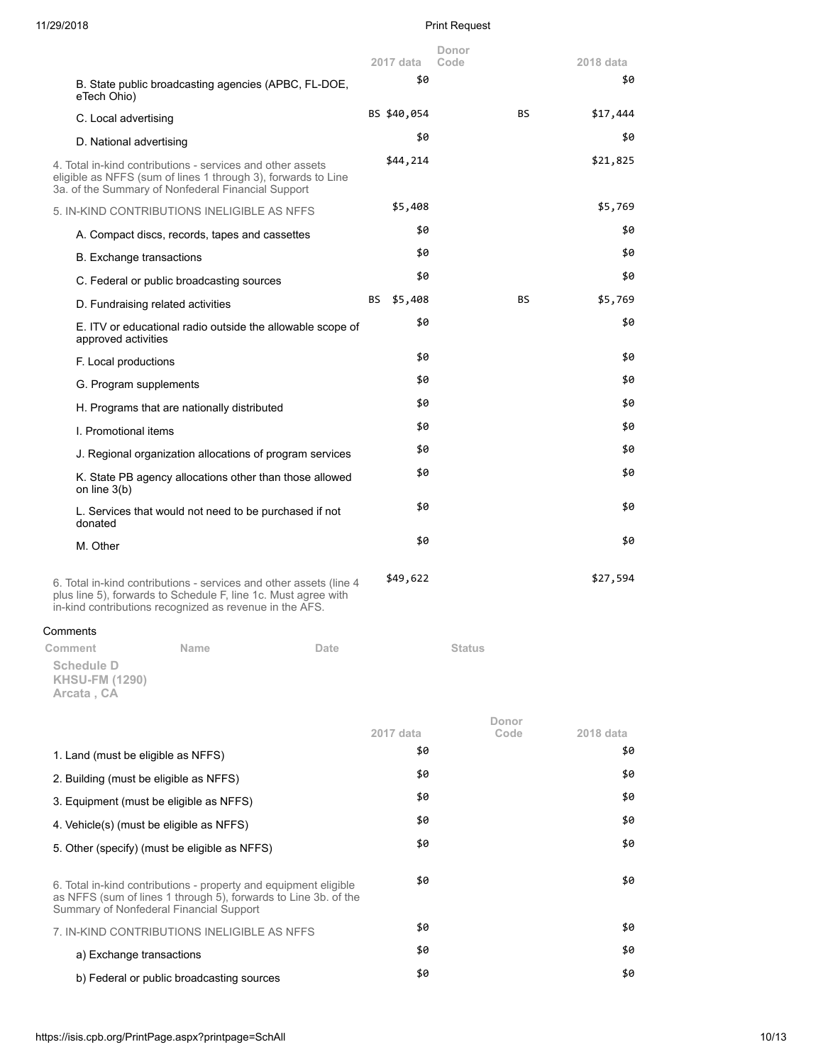| | 2017 data | Donor Code | 2018 data |
|---|---|---|---|
| B. State public broadcasting agencies (APBC, FL-DOE, eTech Ohio) | $0 | | $0 |
| C. Local advertising | BS $40,054 | BS | $17,444 |
| D. National advertising | $0 | | $0 |
| 4. Total in-kind contributions - services and other assets eligible as NFFS (sum of lines 1 through 3), forwards to Line 3a. of the Summary of Nonfederal Financial Support | $44,214 | | $21,825 |
| 5. IN-KIND CONTRIBUTIONS INELIGIBLE AS NFFS | $5,408 | | $5,769 |
| A. Compact discs, records, tapes and cassettes | $0 | | $0 |
| B. Exchange transactions | $0 | | $0 |
| C. Federal or public broadcasting sources | $0 | | $0 |
| D. Fundraising related activities | BS $5,408 | BS | $5,769 |
| E. ITV or educational radio outside the allowable scope of approved activities | $0 | | $0 |
| F. Local productions | $0 | | $0 |
| G. Program supplements | $0 | | $0 |
| H. Programs that are nationally distributed | $0 | | $0 |
| I. Promotional items | $0 | | $0 |
| J. Regional organization allocations of program services | $0 | | $0 |
| K. State PB agency allocations other than those allowed on line 3(b) | $0 | | $0 |
| L. Services that would not need to be purchased if not donated | $0 | | $0 |
| M. Other | $0 | | $0 |
| 6. Total in-kind contributions - services and other assets (line 4 plus line 5), forwards to Schedule F, line 1c. Must agree with in-kind contributions recognized as revenue in the AFS. | $49,622 | | $27,594 |

Comments

| Comment | Name | Date | Status |
|---|---|---|---|

**Schedule D**
**KHSU-FM (1290)**
**Arcata , CA**

| | 2017 data | Donor Code | 2018 data |
|---|---|---|---|
| 1. Land (must be eligible as NFFS) | $0 | | $0 |
| 2. Building (must be eligible as NFFS) | $0 | | $0 |
| 3. Equipment (must be eligible as NFFS) | $0 | | $0 |
| 4. Vehicle(s) (must be eligible as NFFS) | $0 | | $0 |
| 5. Other (specify) (must be eligible as NFFS) | $0 | | $0 |
| 6. Total in-kind contributions - property and equipment eligible as NFFS (sum of lines 1 through 5), forwards to Line 3b. of the Summary of Nonfederal Financial Support | $0 | | $0 |
| 7. IN-KIND CONTRIBUTIONS INELIGIBLE AS NFFS | $0 | | $0 |
| a) Exchange transactions | $0 | | $0 |
| b) Federal or public broadcasting sources | $0 | | $0 |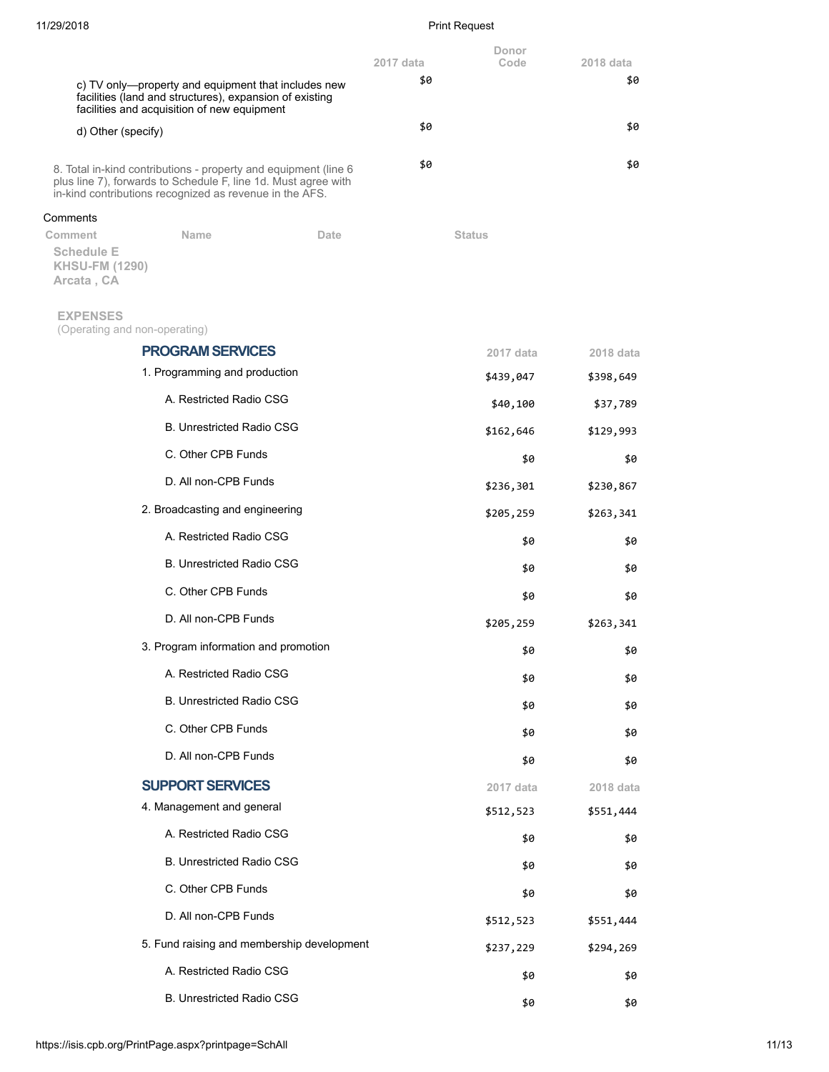| | 2017 data | Donor Code | 2018 data |
|---|---|---|---|
| c) TV only—property and equipment that includes new facilities (land and structures), expansion of existing facilities and acquisition of new equipment | $0 | | $0 |
| d) Other (specify) | $0 | | $0 |
| 8. Total in-kind contributions - property and equipment (line 6 plus line 7), forwards to Schedule F, line 1d. Must agree with in-kind contributions recognized as revenue in the AFS. | $0 | | $0 |

Comments

| Comment | Name | Date | Status |
|---|---|---|---|

**Schedule E**
**KHSU-FM (1290)**
**Arcata , CA**

**EXPENSES**
(Operating and non-operating)

| PROGRAM SERVICES | 2017 data | 2018 data |
|---|---|---|
| 1. Programming and production | $439,047 | $398,649 |
| A. Restricted Radio CSG | $40,100 | $37,789 |
| B. Unrestricted Radio CSG | $162,646 | $129,993 |
| C. Other CPB Funds | $0 | $0 |
| D. All non-CPB Funds | $236,301 | $230,867 |
| 2. Broadcasting and engineering | $205,259 | $263,341 |
| A. Restricted Radio CSG | $0 | $0 |
| B. Unrestricted Radio CSG | $0 | $0 |
| C. Other CPB Funds | $0 | $0 |
| D. All non-CPB Funds | $205,259 | $263,341 |
| 3. Program information and promotion | $0 | $0 |
| A. Restricted Radio CSG | $0 | $0 |
| B. Unrestricted Radio CSG | $0 | $0 |
| C. Other CPB Funds | $0 | $0 |
| D. All non-CPB Funds | $0 | $0 |

| SUPPORT SERVICES | 2017 data | 2018 data |
|---|---|---|
| 4. Management and general | $512,523 | $551,444 |
| A. Restricted Radio CSG | $0 | $0 |
| B. Unrestricted Radio CSG | $0 | $0 |
| C. Other CPB Funds | $0 | $0 |
| D. All non-CPB Funds | $512,523 | $551,444 |
| 5. Fund raising and membership development | $237,229 | $294,269 |
| A. Restricted Radio CSG | $0 | $0 |
| B. Unrestricted Radio CSG | $0 | $0 |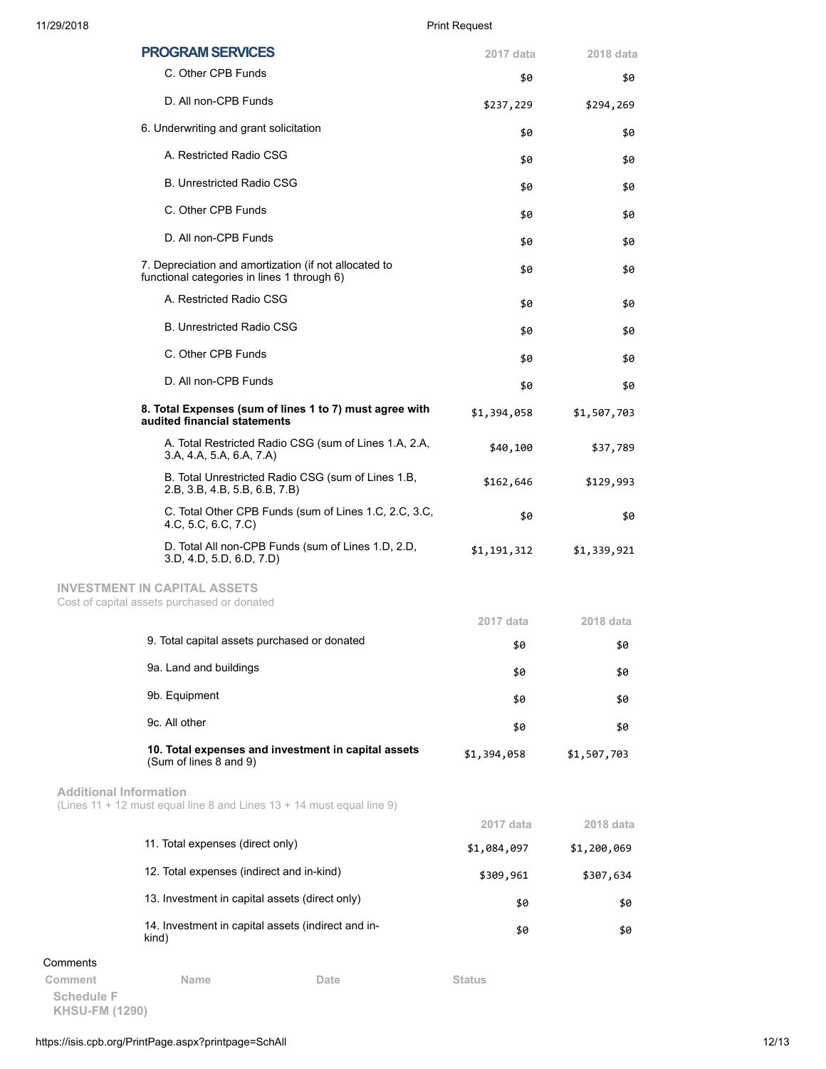## PROGRAM SERVICES

| | 2017 data | 2018 data |
|---|---|---|
| C. Other CPB Funds | $0 | $0 |
| D. All non-CPB Funds | $237,229 | $294,269 |
| 6. Underwriting and grant solicitation | $0 | $0 |
| A. Restricted Radio CSG | $0 | $0 |
| B. Unrestricted Radio CSG | $0 | $0 |
| C. Other CPB Funds | $0 | $0 |
| D. All non-CPB Funds | $0 | $0 |
| 7. Depreciation and amortization (if not allocated to functional categories in lines 1 through 6) | $0 | $0 |
| A. Restricted Radio CSG | $0 | $0 |
| B. Unrestricted Radio CSG | $0 | $0 |
| C. Other CPB Funds | $0 | $0 |
| D. All non-CPB Funds | $0 | $0 |
| **8. Total Expenses (sum of lines 1 to 7) must agree with audited financial statements** | $1,394,058 | $1,507,703 |
| A. Total Restricted Radio CSG (sum of Lines 1.A, 2.A, 3.A, 4.A, 5.A, 6.A, 7.A) | $40,100 | $37,789 |
| B. Total Unrestricted Radio CSG (sum of Lines 1.B, 2.B, 3.B, 4.B, 5.B, 6.B, 7.B) | $162,646 | $129,993 |
| C. Total Other CPB Funds (sum of Lines 1.C, 2.C, 3.C, 4.C, 5.C, 6.C, 7.C) | $0 | $0 |
| D. Total All non-CPB Funds (sum of Lines 1.D, 2.D, 3.D, 4.D, 5.D, 6.D, 7.D) | $1,191,312 | $1,339,921 |

### INVESTMENT IN CAPITAL ASSETS

Cost of capital assets purchased or donated

| | 2017 data | 2018 data |
|---|---|---|
| 9. Total capital assets purchased or donated | $0 | $0 |
| 9a. Land and buildings | $0 | $0 |
| 9b. Equipment | $0 | $0 |
| 9c. All other | $0 | $0 |
| **10. Total expenses and investment in capital assets** (Sum of lines 8 and 9) | $1,394,058 | $1,507,703 |

### Additional Information

(Lines 11 + 12 must equal line 8 and Lines 13 + 14 must equal line 9)

| | 2017 data | 2018 data |
|---|---|---|
| 11. Total expenses (direct only) | $1,084,097 | $1,200,069 |
| 12. Total expenses (indirect and in-kind) | $309,961 | $307,634 |
| 13. Investment in capital assets (direct only) | $0 | $0 |
| 14. Investment in capital assets (indirect and in-kind) | $0 | $0 |

Comments

| Comment | Name | Date | Status |
|---|---|---|---|

**Schedule F**
**KHSU-FM (1290)**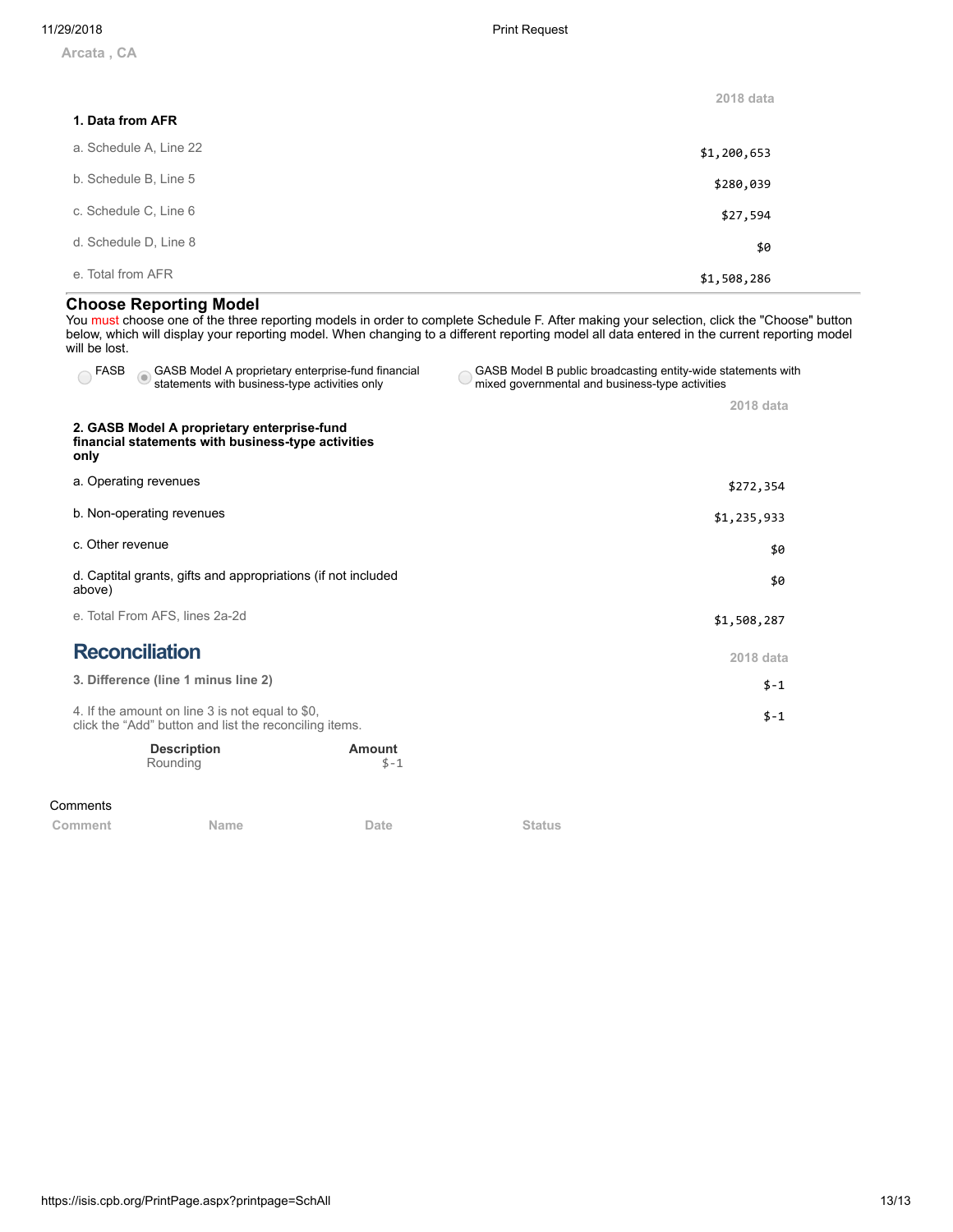Arcata , CA

| 1. Data from AFR | 2018 data |
| --- | --- |
| a. Schedule A, Line 22 | $1,200,653 |
| b. Schedule B, Line 5 | $280,039 |
| c. Schedule C, Line 6 | $27,594 |
| d. Schedule D, Line 8 | $0 |
| e. Total from AFR | $1,508,286 |

## Choose Reporting Model

You must choose one of the three reporting models in order to complete Schedule F. After making your selection, click the "Choose" button below, which will display your reporting model. When changing to a different reporting model all data entered in the current reporting model will be lost.

- ( ) FASB
- (•) GASB Model A proprietary enterprise-fund financial statements with business-type activities only
- ( ) GASB Model B public broadcasting entity-wide statements with mixed governmental and business-type activities

| 2. GASB Model A proprietary enterprise-fund financial statements with business-type activities only | 2018 data |
| --- | --- |
| a. Operating revenues | $272,354 |
| b. Non-operating revenues | $1,235,933 |
| c. Other revenue | $0 |
| d. Captital grants, gifts and appropriations (if not included above) | $0 |
| e. Total From AFS, lines 2a-2d | $1,508,287 |

## Reconciliation

| | 2018 data |
| --- | --- |
| 3. Difference (line 1 minus line 2) | $-1 |
| 4. If the amount on line 3 is not equal to $0, click the “Add” button and list the reconciling items. | $-1 |

| Description | Amount |
| --- | --- |
| Rounding | $-1 |

Comments

| Comment | Name | Date | Status |
| --- | --- | --- | --- |